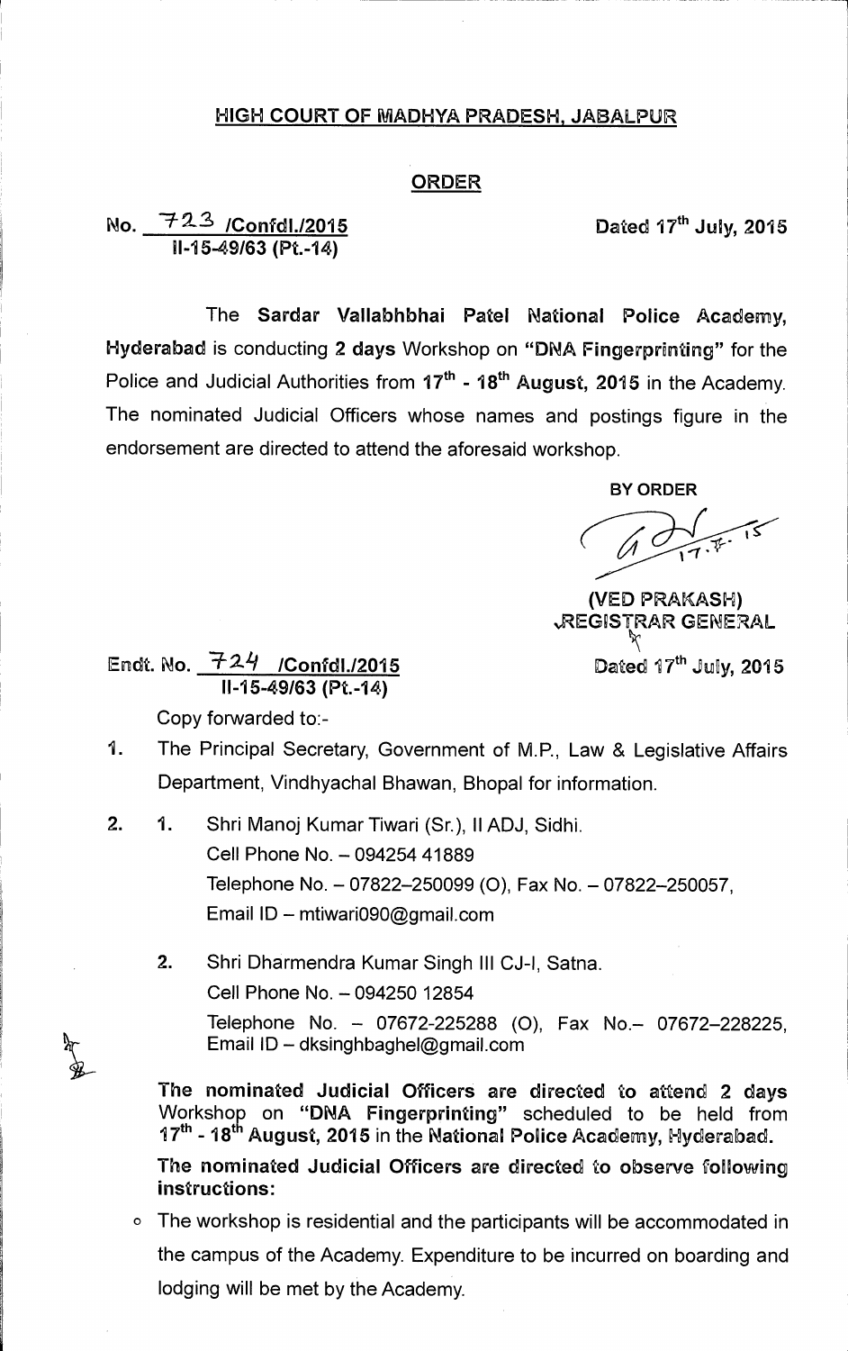# HIGH COURT OF MADHYA PRADESH, JABALPUR

## ORDER

No. 723 /Confdl./2015 II-15-49/63 (Pt.-14) Dated 17th July, 2015

The **Sardar Vallabhbhai Patel National Police Academy, Hyderabad** is conducting **2 days** Workshop on **"DNA Fingerprinting"** for the Police and Judicial Authorities from **17th - 18th August, 2015** in the Academy. The nominated Judicial Officers whose names and postings figure in the endorsement are directed to attend the aforesaid workshop.

**BY ORDER**

17.7.15

**(VED PRAKASH)**
**REGISTRAR GENERAL**

Endt. No. 724 /Confdl./2015 II-15-49/63 (Pt.-14) Dated 17th July, 2015

Copy forwarded to:-

1. The Principal Secretary, Government of M.P., Law & Legislative Affairs Department, Vindhyachal Bhawan, Bhopal for information.

2. 1. Shri Manoj Kumar Tiwari (Sr.), II ADJ, Sidhi.
   Cell Phone No. – 094254 41889
   Telephone No. – 07822–250099 (O), Fax No. – 07822–250057,
   Email ID – mtiwari090@gmail.com

   2. Shri Dharmendra Kumar Singh III CJ-I, Satna.
   Cell Phone No. – 094250 12854
   Telephone No. – 07672-225288 (O), Fax No.– 07672–228225,
   Email ID – dksinghbaghel@gmail.com

**The nominated Judicial Officers are directed to attend 2 days** Workshop on **"DNA Fingerprinting"** scheduled to be held from **17th - 18th August, 2015** in the **National Police Academy, Hyderabad.**

**The nominated Judicial Officers are directed to observe following instructions:**

- The workshop is residential and the participants will be accommodated in the campus of the Academy. Expenditure to be incurred on boarding and lodging will be met by the Academy.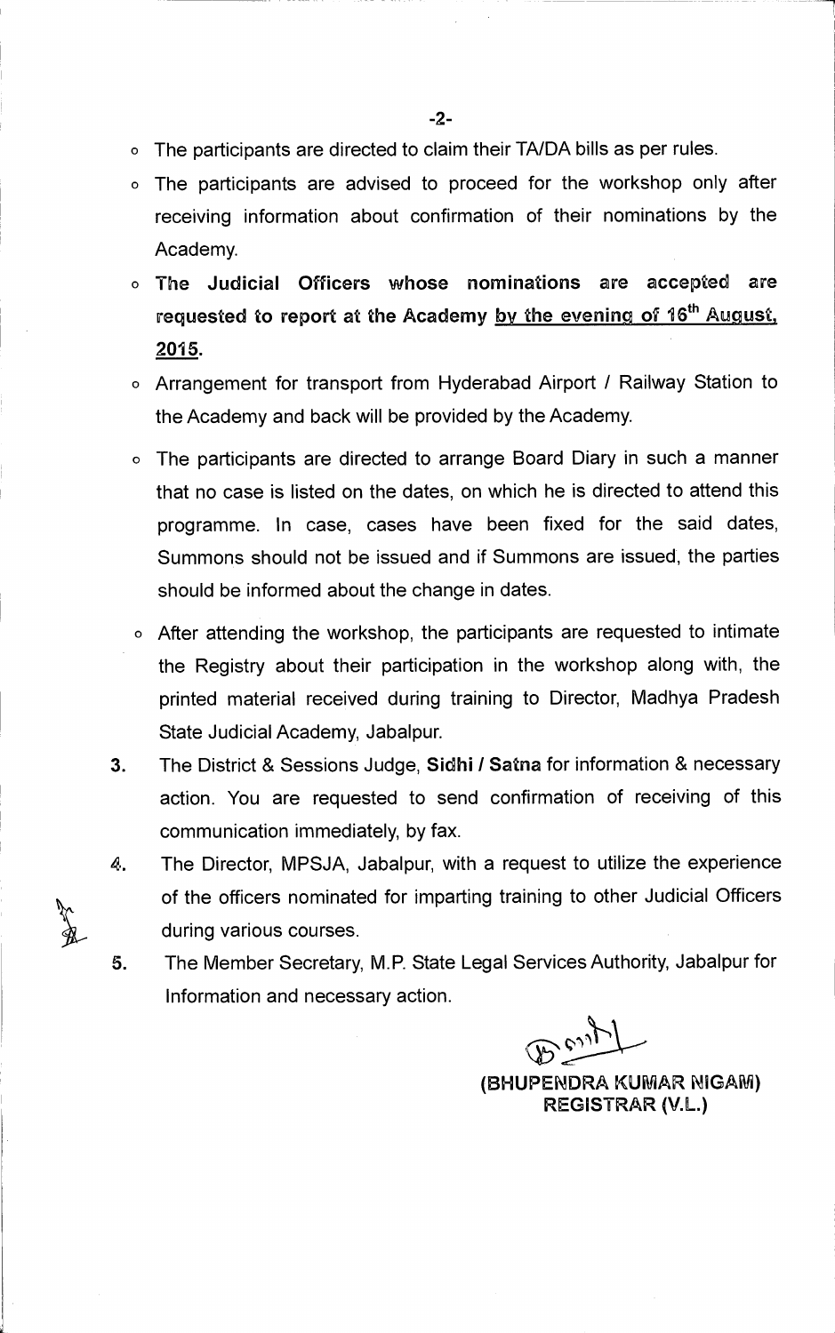- The participants are directed to claim their TA/DA bills as per rules.
- The participants are advised to proceed for the workshop only after receiving information about confirmation of their nominations by the Academy.
- **The Judicial Officers whose nominations are accepted are requested to report at the Academy <u>by the evening of 16th August, 2015</u>.**
- Arrangement for transport from Hyderabad Airport / Railway Station to the Academy and back will be provided by the Academy.
- The participants are directed to arrange Board Diary in such a manner that no case is listed on the dates, on which he is directed to attend this programme. In case, cases have been fixed for the said dates, Summons should not be issued and if Summons are issued, the parties should be informed about the change in dates.
- After attending the workshop, the participants are requested to intimate the Registry about their participation in the workshop along with, the printed material received during training to Director, Madhya Pradesh State Judicial Academy, Jabalpur.

3. The District & Sessions Judge, **Sidhi / Satna** for information & necessary action. You are requested to send confirmation of receiving of this communication immediately, by fax.
4. The Director, MPSJA, Jabalpur, with a request to utilize the experience of the officers nominated for imparting training to other Judicial Officers during various courses.
5. The Member Secretary, M.P. State Legal Services Authority, Jabalpur for Information and necessary action.

**(BHUPENDRA KUMAR NIGAM)**
**REGISTRAR (V.L.)**